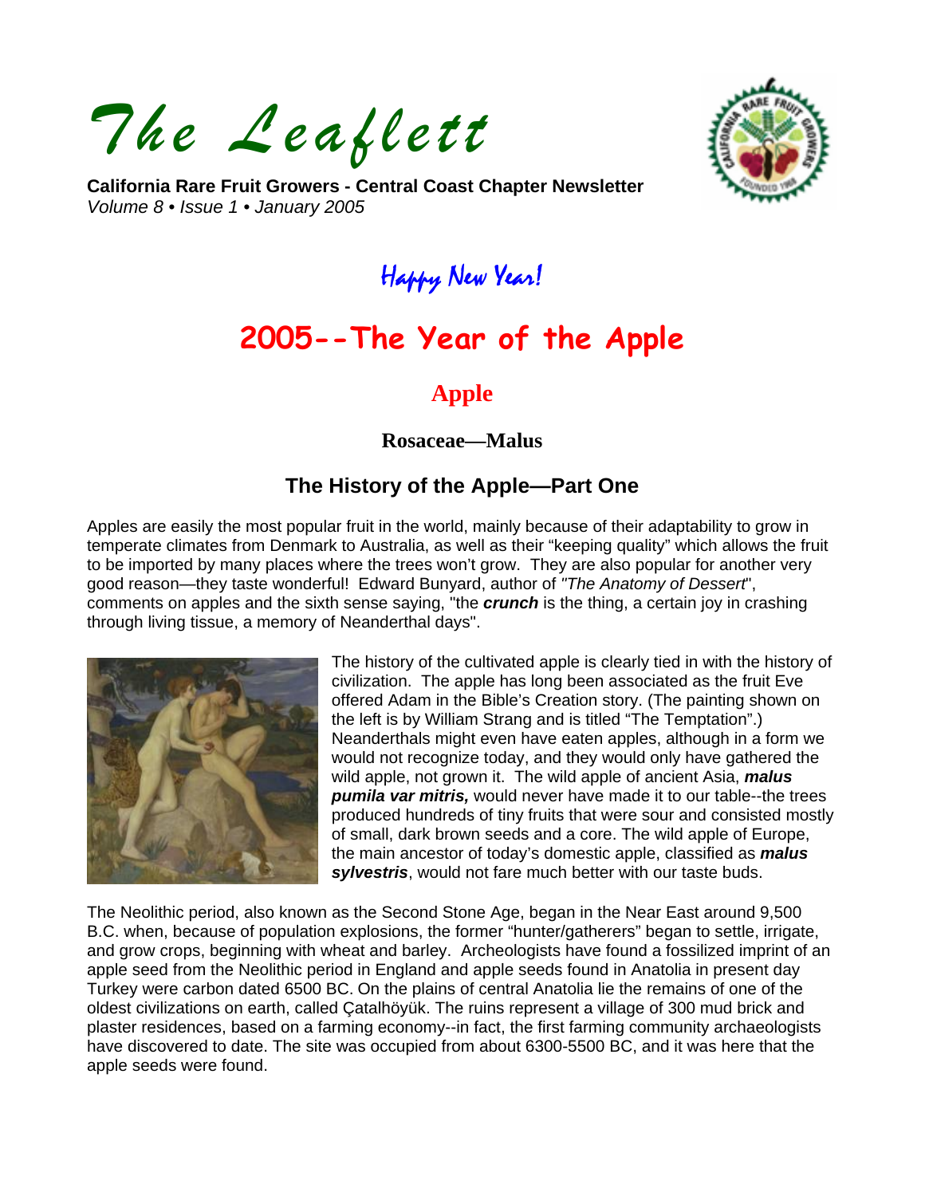# *The Leaflett*

**California Rare Fruit Growers - Central Coast Chapter Newsletter**
*Volume 8 • Issue 1 • January 2005*

Happy New Year!

# 2005--The Year of the Apple

## Apple

### Rosaceae—Malus

### The History of the Apple—Part One

Apples are easily the most popular fruit in the world, mainly because of their adaptability to grow in temperate climates from Denmark to Australia, as well as their "keeping quality" which allows the fruit to be imported by many places where the trees won't grow. They are also popular for another very good reason—they taste wonderful! Edward Bunyard, author of *"The Anatomy of Dessert*", comments on apples and the sixth sense saying, "the ***crunch*** is the thing, a certain joy in crashing through living tissue, a memory of Neanderthal days".

The history of the cultivated apple is clearly tied in with the history of civilization. The apple has long been associated as the fruit Eve offered Adam in the Bible's Creation story. (The painting shown on the left is by William Strang and is titled "The Temptation".) Neanderthals might even have eaten apples, although in a form we would not recognize today, and they would only have gathered the wild apple, not grown it. The wild apple of ancient Asia, ***malus pumila var mitris,*** would never have made it to our table--the trees produced hundreds of tiny fruits that were sour and consisted mostly of small, dark brown seeds and a core. The wild apple of Europe, the main ancestor of today's domestic apple, classified as ***malus sylvestris***, would not fare much better with our taste buds.

The Neolithic period, also known as the Second Stone Age, began in the Near East around 9,500 B.C. when, because of population explosions, the former "hunter/gatherers" began to settle, irrigate, and grow crops, beginning with wheat and barley. Archeologists have found a fossilized imprint of an apple seed from the Neolithic period in England and apple seeds found in Anatolia in present day Turkey were carbon dated 6500 BC. On the plains of central Anatolia lie the remains of one of the oldest civilizations on earth, called Çatalhöyük. The ruins represent a village of 300 mud brick and plaster residences, based on a farming economy--in fact, the first farming community archaeologists have discovered to date. The site was occupied from about 6300-5500 BC, and it was here that the apple seeds were found.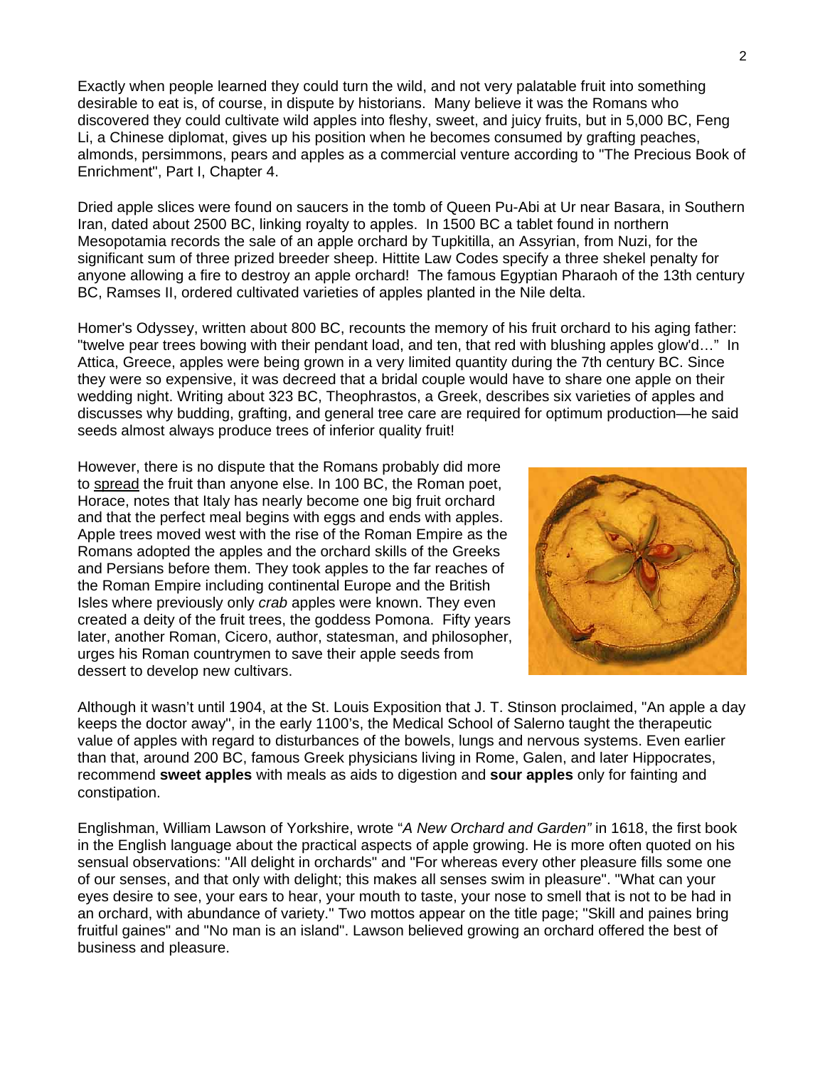Exactly when people learned they could turn the wild, and not very palatable fruit into something desirable to eat is, of course, in dispute by historians. Many believe it was the Romans who discovered they could cultivate wild apples into fleshy, sweet, and juicy fruits, but in 5,000 BC, Feng Li, a Chinese diplomat, gives up his position when he becomes consumed by grafting peaches, almonds, persimmons, pears and apples as a commercial venture according to "The Precious Book of Enrichment", Part I, Chapter 4.

Dried apple slices were found on saucers in the tomb of Queen Pu-Abi at Ur near Basara, in Southern Iran, dated about 2500 BC, linking royalty to apples. In 1500 BC a tablet found in northern Mesopotamia records the sale of an apple orchard by Tupkitilla, an Assyrian, from Nuzi, for the significant sum of three prized breeder sheep. Hittite Law Codes specify a three shekel penalty for anyone allowing a fire to destroy an apple orchard! The famous Egyptian Pharaoh of the 13th century BC, Ramses II, ordered cultivated varieties of apples planted in the Nile delta.

Homer's Odyssey, written about 800 BC, recounts the memory of his fruit orchard to his aging father: "twelve pear trees bowing with their pendant load, and ten, that red with blushing apples glow'd…" In Attica, Greece, apples were being grown in a very limited quantity during the 7th century BC. Since they were so expensive, it was decreed that a bridal couple would have to share one apple on their wedding night. Writing about 323 BC, Theophrastos, a Greek, describes six varieties of apples and discusses why budding, grafting, and general tree care are required for optimum production—he said seeds almost always produce trees of inferior quality fruit!

However, there is no dispute that the Romans probably did more to spread the fruit than anyone else. In 100 BC, the Roman poet, Horace, notes that Italy has nearly become one big fruit orchard and that the perfect meal begins with eggs and ends with apples. Apple trees moved west with the rise of the Roman Empire as the Romans adopted the apples and the orchard skills of the Greeks and Persians before them. They took apples to the far reaches of the Roman Empire including continental Europe and the British Isles where previously only *crab* apples were known. They even created a deity of the fruit trees, the goddess Pomona. Fifty years later, another Roman, Cicero, author, statesman, and philosopher, urges his Roman countrymen to save their apple seeds from dessert to develop new cultivars.

Although it wasn't until 1904, at the St. Louis Exposition that J. T. Stinson proclaimed, "An apple a day keeps the doctor away", in the early 1100's, the Medical School of Salerno taught the therapeutic value of apples with regard to disturbances of the bowels, lungs and nervous systems. Even earlier than that, around 200 BC, famous Greek physicians living in Rome, Galen, and later Hippocrates, recommend **sweet apples** with meals as aids to digestion and **sour apples** only for fainting and constipation.

Englishman, William Lawson of Yorkshire, wrote "*A New Orchard and Garden"* in 1618, the first book in the English language about the practical aspects of apple growing. He is more often quoted on his sensual observations: "All delight in orchards" and "For whereas every other pleasure fills some one of our senses, and that only with delight; this makes all senses swim in pleasure". "What can your eyes desire to see, your ears to hear, your mouth to taste, your nose to smell that is not to be had in an orchard, with abundance of variety." Two mottos appear on the title page; "Skill and paines bring fruitful gaines" and "No man is an island". Lawson believed growing an orchard offered the best of business and pleasure.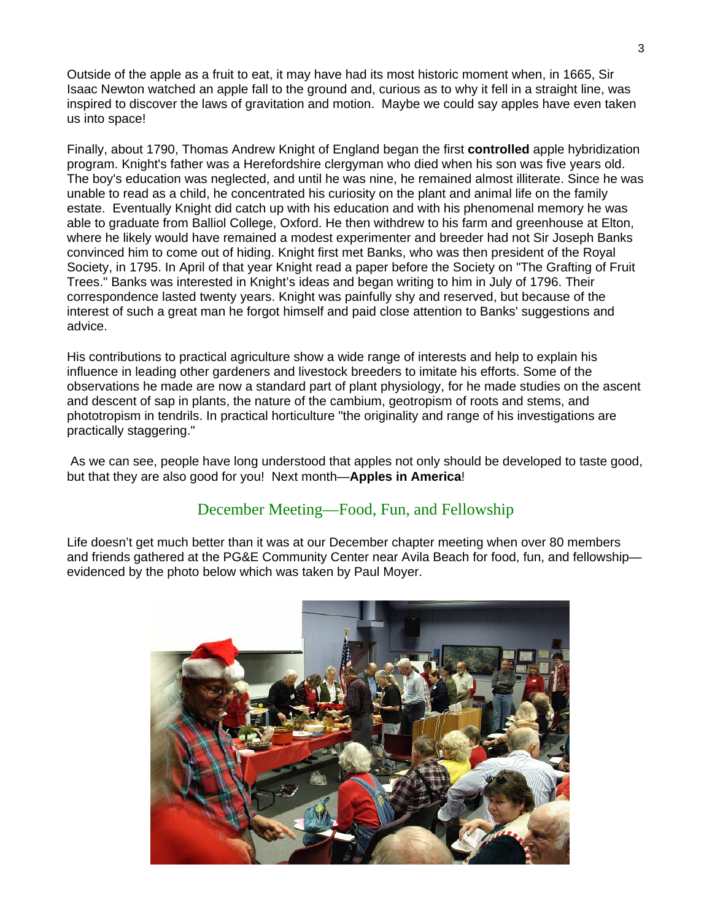Outside of the apple as a fruit to eat, it may have had its most historic moment when, in 1665, Sir Isaac Newton watched an apple fall to the ground and, curious as to why it fell in a straight line, was inspired to discover the laws of gravitation and motion. Maybe we could say apples have even taken us into space!

Finally, about 1790, Thomas Andrew Knight of England began the first **controlled** apple hybridization program. Knight's father was a Herefordshire clergyman who died when his son was five years old. The boy's education was neglected, and until he was nine, he remained almost illiterate. Since he was unable to read as a child, he concentrated his curiosity on the plant and animal life on the family estate. Eventually Knight did catch up with his education and with his phenomenal memory he was able to graduate from Balliol College, Oxford. He then withdrew to his farm and greenhouse at Elton, where he likely would have remained a modest experimenter and breeder had not Sir Joseph Banks convinced him to come out of hiding. Knight first met Banks, who was then president of the Royal Society, in 1795. In April of that year Knight read a paper before the Society on "The Grafting of Fruit Trees." Banks was interested in Knight's ideas and began writing to him in July of 1796. Their correspondence lasted twenty years. Knight was painfully shy and reserved, but because of the interest of such a great man he forgot himself and paid close attention to Banks' suggestions and advice.

His contributions to practical agriculture show a wide range of interests and help to explain his influence in leading other gardeners and livestock breeders to imitate his efforts. Some of the observations he made are now a standard part of plant physiology, for he made studies on the ascent and descent of sap in plants, the nature of the cambium, geotropism of roots and stems, and phototropism in tendrils. In practical horticulture "the originality and range of his investigations are practically staggering."

As we can see, people have long understood that apples not only should be developed to taste good, but that they are also good for you! Next month—**Apples in America**!

## December Meeting—Food, Fun, and Fellowship

Life doesn't get much better than it was at our December chapter meeting when over 80 members and friends gathered at the PG&E Community Center near Avila Beach for food, fun, and fellowship—evidenced by the photo below which was taken by Paul Moyer.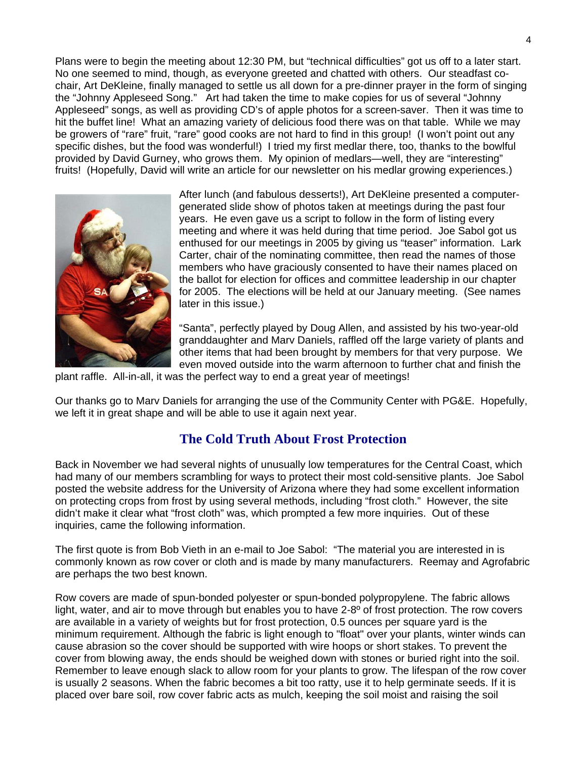Plans were to begin the meeting about 12:30 PM, but "technical difficulties" got us off to a later start. No one seemed to mind, though, as everyone greeted and chatted with others. Our steadfast co-chair, Art DeKleine, finally managed to settle us all down for a pre-dinner prayer in the form of singing the "Johnny Appleseed Song." Art had taken the time to make copies for us of several "Johnny Appleseed" songs, as well as providing CD's of apple photos for a screen-saver. Then it was time to hit the buffet line! What an amazing variety of delicious food there was on that table. While we may be growers of "rare" fruit, "rare" good cooks are not hard to find in this group! (I won't point out any specific dishes, but the food was wonderful!) I tried my first medlar there, too, thanks to the bowlful provided by David Gurney, who grows them. My opinion of medlars—well, they are "interesting" fruits! (Hopefully, David will write an article for our newsletter on his medlar growing experiences.)

After lunch (and fabulous desserts!), Art DeKleine presented a computer-generated slide show of photos taken at meetings during the past four years. He even gave us a script to follow in the form of listing every meeting and where it was held during that time period. Joe Sabol got us enthused for our meetings in 2005 by giving us "teaser" information. Lark Carter, chair of the nominating committee, then read the names of those members who have graciously consented to have their names placed on the ballot for election for offices and committee leadership in our chapter for 2005. The elections will be held at our January meeting. (See names later in this issue.)

"Santa", perfectly played by Doug Allen, and assisted by his two-year-old granddaughter and Marv Daniels, raffled off the large variety of plants and other items that had been brought by members for that very purpose. We even moved outside into the warm afternoon to further chat and finish the plant raffle. All-in-all, it was the perfect way to end a great year of meetings!

Our thanks go to Marv Daniels for arranging the use of the Community Center with PG&E. Hopefully, we left it in great shape and will be able to use it again next year.

## The Cold Truth About Frost Protection

Back in November we had several nights of unusually low temperatures for the Central Coast, which had many of our members scrambling for ways to protect their most cold-sensitive plants. Joe Sabol posted the website address for the University of Arizona where they had some excellent information on protecting crops from frost by using several methods, including "frost cloth." However, the site didn't make it clear what "frost cloth" was, which prompted a few more inquiries. Out of these inquiries, came the following information.

The first quote is from Bob Vieth in an e-mail to Joe Sabol: "The material you are interested in is commonly known as row cover or cloth and is made by many manufacturers. Reemay and Agrofabric are perhaps the two best known.

Row covers are made of spun-bonded polyester or spun-bonded polypropylene. The fabric allows light, water, and air to move through but enables you to have 2-8º of frost protection. The row covers are available in a variety of weights but for frost protection, 0.5 ounces per square yard is the minimum requirement. Although the fabric is light enough to "float" over your plants, winter winds can cause abrasion so the cover should be supported with wire hoops or short stakes. To prevent the cover from blowing away, the ends should be weighed down with stones or buried right into the soil. Remember to leave enough slack to allow room for your plants to grow. The lifespan of the row cover is usually 2 seasons. When the fabric becomes a bit too ratty, use it to help germinate seeds. If it is placed over bare soil, row cover fabric acts as mulch, keeping the soil moist and raising the soil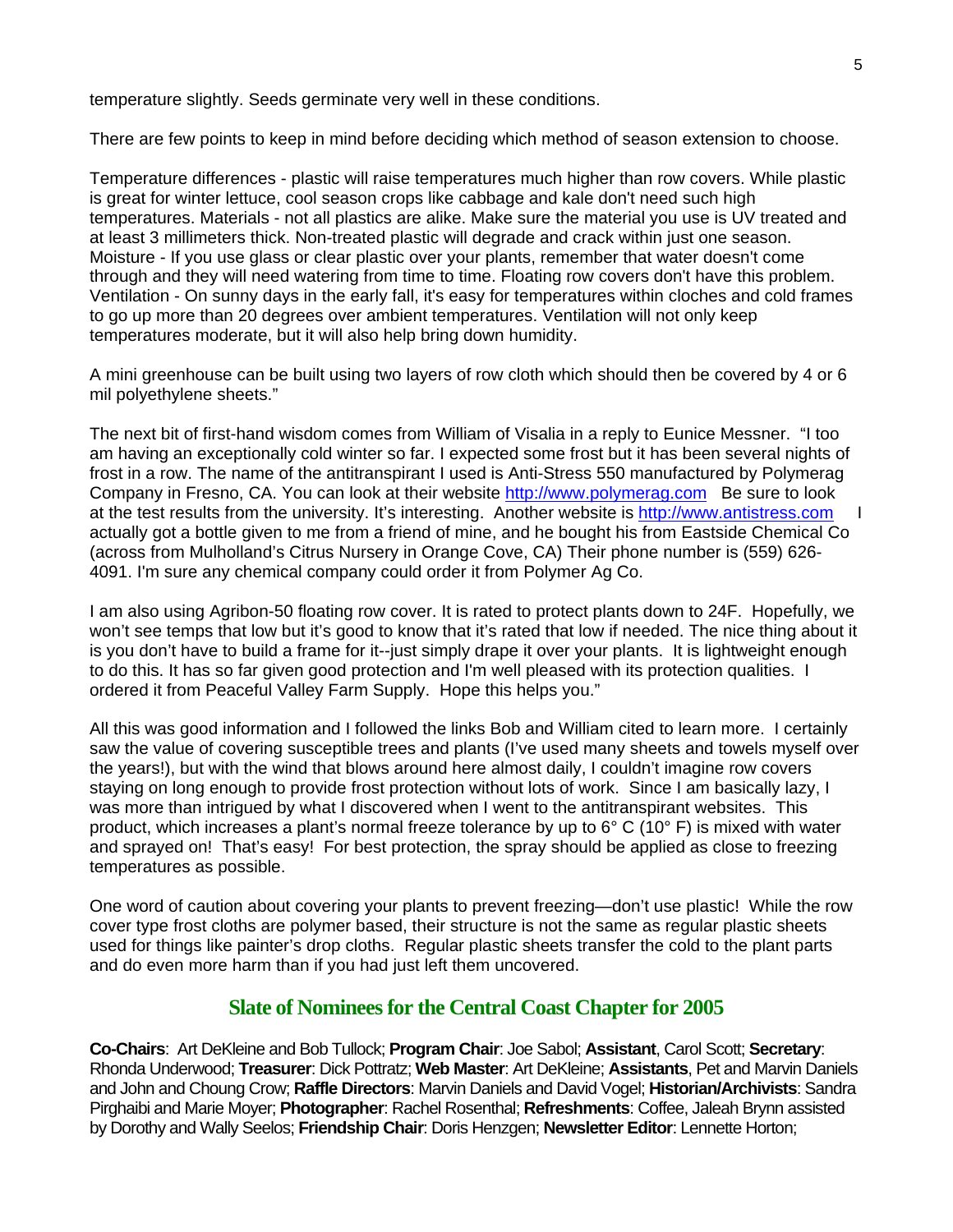temperature slightly. Seeds germinate very well in these conditions.

There are few points to keep in mind before deciding which method of season extension to choose.

Temperature differences - plastic will raise temperatures much higher than row covers. While plastic is great for winter lettuce, cool season crops like cabbage and kale don't need such high temperatures. Materials - not all plastics are alike. Make sure the material you use is UV treated and at least 3 millimeters thick. Non-treated plastic will degrade and crack within just one season. Moisture - If you use glass or clear plastic over your plants, remember that water doesn't come through and they will need watering from time to time. Floating row covers don't have this problem. Ventilation - On sunny days in the early fall, it's easy for temperatures within cloches and cold frames to go up more than 20 degrees over ambient temperatures. Ventilation will not only keep temperatures moderate, but it will also help bring down humidity.

A mini greenhouse can be built using two layers of row cloth which should then be covered by 4 or 6 mil polyethylene sheets."

The next bit of first-hand wisdom comes from William of Visalia in a reply to Eunice Messner. "I too am having an exceptionally cold winter so far. I expected some frost but it has been several nights of frost in a row. The name of the antitranspirant I used is Anti-Stress 550 manufactured by Polymerag Company in Fresno, CA. You can look at their website http://www.polymerag.com Be sure to look at the test results from the university. It's interesting. Another website is http://www.antistress.com I actually got a bottle given to me from a friend of mine, and he bought his from Eastside Chemical Co (across from Mulholland's Citrus Nursery in Orange Cove, CA) Their phone number is (559) 626-4091. I'm sure any chemical company could order it from Polymer Ag Co.

I am also using Agribon-50 floating row cover. It is rated to protect plants down to 24F. Hopefully, we won't see temps that low but it's good to know that it's rated that low if needed. The nice thing about it is you don't have to build a frame for it--just simply drape it over your plants. It is lightweight enough to do this. It has so far given good protection and I'm well pleased with its protection qualities. I ordered it from Peaceful Valley Farm Supply. Hope this helps you."

All this was good information and I followed the links Bob and William cited to learn more. I certainly saw the value of covering susceptible trees and plants (I've used many sheets and towels myself over the years!), but with the wind that blows around here almost daily, I couldn't imagine row covers staying on long enough to provide frost protection without lots of work. Since I am basically lazy, I was more than intrigued by what I discovered when I went to the antitranspirant websites. This product, which increases a plant's normal freeze tolerance by up to 6° C (10° F) is mixed with water and sprayed on! That's easy! For best protection, the spray should be applied as close to freezing temperatures as possible.

One word of caution about covering your plants to prevent freezing—don't use plastic! While the row cover type frost cloths are polymer based, their structure is not the same as regular plastic sheets used for things like painter's drop cloths. Regular plastic sheets transfer the cold to the plant parts and do even more harm than if you had just left them uncovered.

## Slate of Nominees for the Central Coast Chapter for 2005

**Co-Chairs**: Art DeKleine and Bob Tullock; **Program Chair**: Joe Sabol; **Assistant**, Carol Scott; **Secretary**: Rhonda Underwood; **Treasurer**: Dick Pottratz; **Web Master**: Art DeKleine; **Assistants**, Pet and Marvin Daniels and John and Choung Crow; **Raffle Directors**: Marvin Daniels and David Vogel; **Historian/Archivists**: Sandra Pirghaibi and Marie Moyer; **Photographer**: Rachel Rosenthal; **Refreshments**: Coffee, Jaleah Brynn assisted by Dorothy and Wally Seelos; **Friendship Chair**: Doris Henzgen; **Newsletter Editor**: Lennette Horton;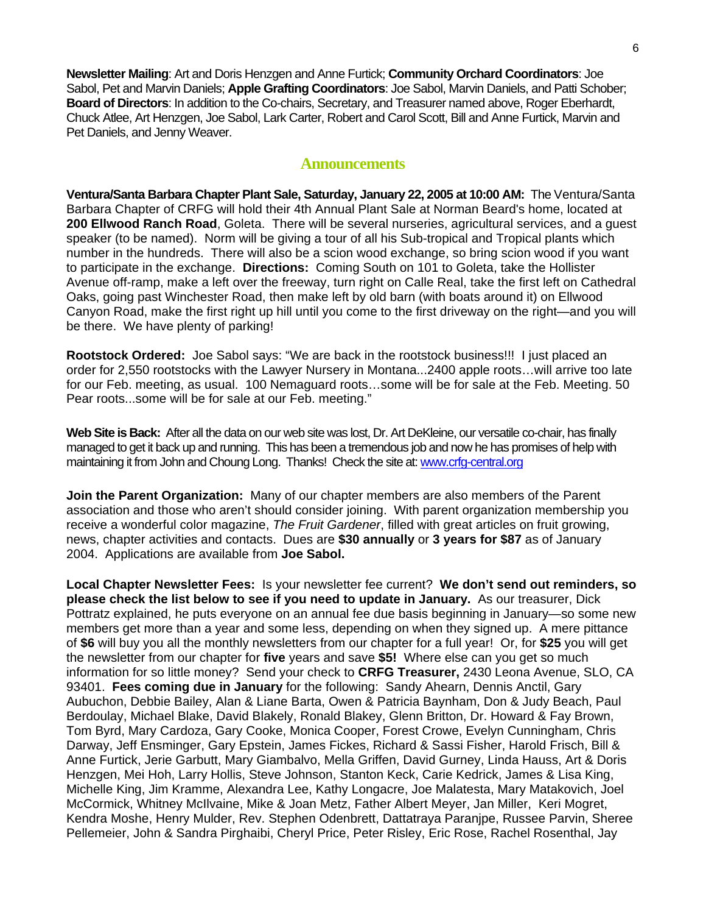**Newsletter Mailing**: Art and Doris Henzgen and Anne Furtick; **Community Orchard Coordinators**: Joe Sabol, Pet and Marvin Daniels; **Apple Grafting Coordinators**: Joe Sabol, Marvin Daniels, and Patti Schober; **Board of Directors**: In addition to the Co-chairs, Secretary, and Treasurer named above, Roger Eberhardt, Chuck Atlee, Art Henzgen, Joe Sabol, Lark Carter, Robert and Carol Scott, Bill and Anne Furtick, Marvin and Pet Daniels, and Jenny Weaver.

## Announcements

**Ventura/Santa Barbara Chapter Plant Sale, Saturday, January 22, 2005 at 10:00 AM:** The Ventura/Santa Barbara Chapter of CRFG will hold their 4th Annual Plant Sale at Norman Beard's home, located at **200 Ellwood Ranch Road**, Goleta. There will be several nurseries, agricultural services, and a guest speaker (to be named). Norm will be giving a tour of all his Sub-tropical and Tropical plants which number in the hundreds. There will also be a scion wood exchange, so bring scion wood if you want to participate in the exchange. **Directions:** Coming South on 101 to Goleta, take the Hollister Avenue off-ramp, make a left over the freeway, turn right on Calle Real, take the first left on Cathedral Oaks, going past Winchester Road, then make left by old barn (with boats around it) on Ellwood Canyon Road, make the first right up hill until you come to the first driveway on the right—and you will be there. We have plenty of parking!

**Rootstock Ordered:** Joe Sabol says: "We are back in the rootstock business!!! I just placed an order for 2,550 rootstocks with the Lawyer Nursery in Montana...2400 apple roots…will arrive too late for our Feb. meeting, as usual. 100 Nemaguard roots…some will be for sale at the Feb. Meeting. 50 Pear roots...some will be for sale at our Feb. meeting."

**Web Site is Back:** After all the data on our web site was lost, Dr. Art DeKleine, our versatile co-chair, has finally managed to get it back up and running. This has been a tremendous job and now he has promises of help with maintaining it from John and Choung Long. Thanks! Check the site at: www.crfg-central.org

**Join the Parent Organization:** Many of our chapter members are also members of the Parent association and those who aren't should consider joining. With parent organization membership you receive a wonderful color magazine, *The Fruit Gardener*, filled with great articles on fruit growing, news, chapter activities and contacts. Dues are **$30 annually** or **3 years for $87** as of January 2004. Applications are available from **Joe Sabol.**

**Local Chapter Newsletter Fees:** Is your newsletter fee current? **We don't send out reminders, so please check the list below to see if you need to update in January.** As our treasurer, Dick Pottratz explained, he puts everyone on an annual fee due basis beginning in January—so some new members get more than a year and some less, depending on when they signed up. A mere pittance of **$6** will buy you all the monthly newsletters from our chapter for a full year! Or, for **$25** you will get the newsletter from our chapter for **five** years and save **$5!** Where else can you get so much information for so little money? Send your check to **CRFG Treasurer,** 2430 Leona Avenue, SLO, CA 93401. **Fees coming due in January** for the following: Sandy Ahearn, Dennis Anctil, Gary Aubuchon, Debbie Bailey, Alan & Liane Barta, Owen & Patricia Baynham, Don & Judy Beach, Paul Berdoulay, Michael Blake, David Blakely, Ronald Blakey, Glenn Britton, Dr. Howard & Fay Brown, Tom Byrd, Mary Cardoza, Gary Cooke, Monica Cooper, Forest Crowe, Evelyn Cunningham, Chris Darway, Jeff Ensminger, Gary Epstein, James Fickes, Richard & Sassi Fisher, Harold Frisch, Bill & Anne Furtick, Jerie Garbutt, Mary Giambalvo, Mella Griffen, David Gurney, Linda Hauss, Art & Doris Henzgen, Mei Hoh, Larry Hollis, Steve Johnson, Stanton Keck, Carie Kedrick, James & Lisa King, Michelle King, Jim Kramme, Alexandra Lee, Kathy Longacre, Joe Malatesta, Mary Matakovich, Joel McCormick, Whitney McIlvaine, Mike & Joan Metz, Father Albert Meyer, Jan Miller, Keri Mogret, Kendra Moshe, Henry Mulder, Rev. Stephen Odenbrett, Dattatraya Paranjpe, Russee Parvin, Sheree Pellemeier, John & Sandra Pirghaibi, Cheryl Price, Peter Risley, Eric Rose, Rachel Rosenthal, Jay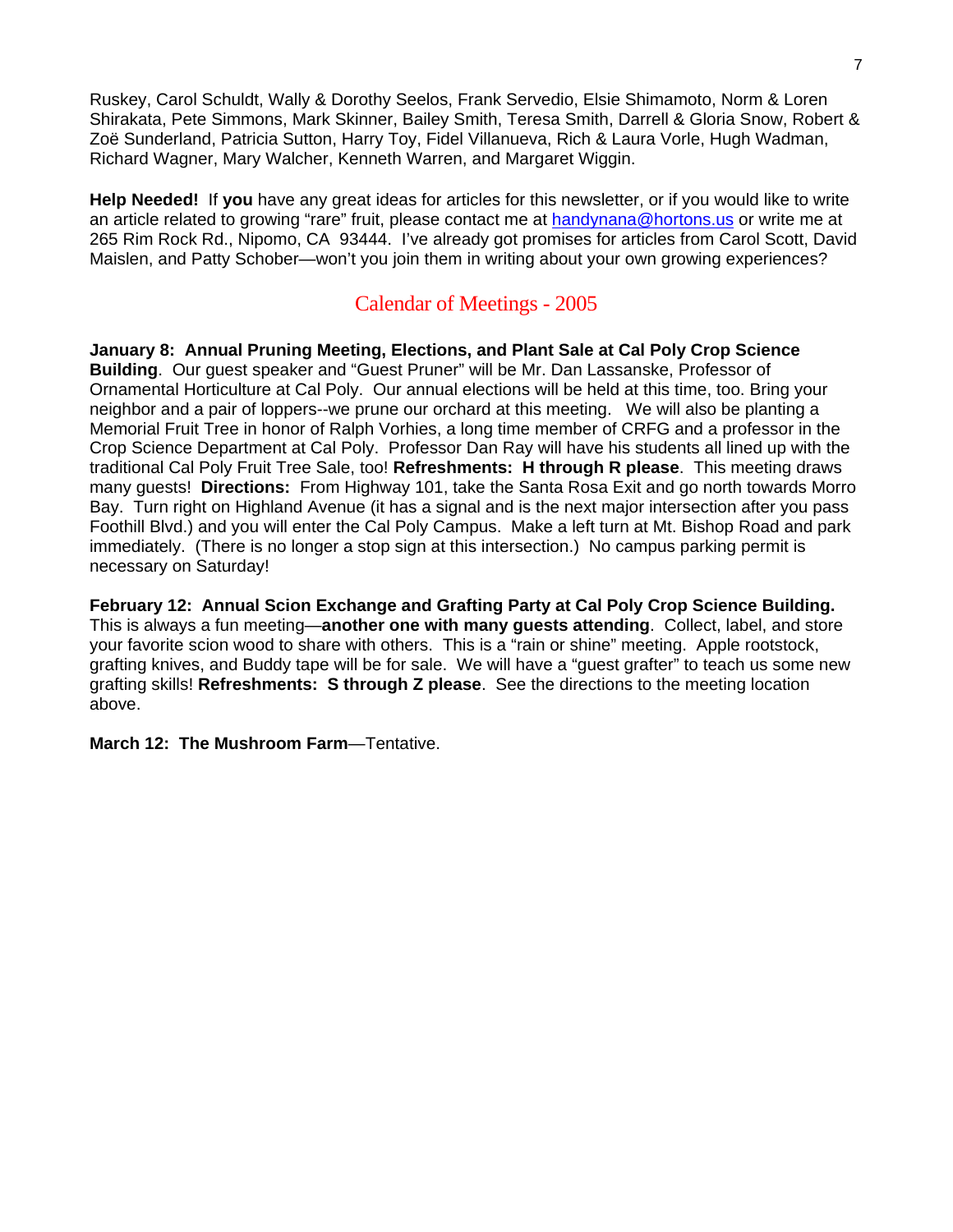Ruskey, Carol Schuldt, Wally & Dorothy Seelos, Frank Servedio, Elsie Shimamoto, Norm & Loren Shirakata, Pete Simmons, Mark Skinner, Bailey Smith, Teresa Smith, Darrell & Gloria Snow, Robert & Zoë Sunderland, Patricia Sutton, Harry Toy, Fidel Villanueva, Rich & Laura Vorle, Hugh Wadman, Richard Wagner, Mary Walcher, Kenneth Warren, and Margaret Wiggin.

**Help Needed!** If **you** have any great ideas for articles for this newsletter, or if you would like to write an article related to growing "rare" fruit, please contact me at handynana@hortons.us or write me at 265 Rim Rock Rd., Nipomo, CA 93444. I've already got promises for articles from Carol Scott, David Maislen, and Patty Schober—won't you join them in writing about your own growing experiences?

## Calendar of Meetings - 2005

**January 8: Annual Pruning Meeting, Elections, and Plant Sale at Cal Poly Crop Science Building**. Our guest speaker and "Guest Pruner" will be Mr. Dan Lassanske, Professor of Ornamental Horticulture at Cal Poly. Our annual elections will be held at this time, too. Bring your neighbor and a pair of loppers--we prune our orchard at this meeting. We will also be planting a Memorial Fruit Tree in honor of Ralph Vorhies, a long time member of CRFG and a professor in the Crop Science Department at Cal Poly. Professor Dan Ray will have his students all lined up with the traditional Cal Poly Fruit Tree Sale, too! **Refreshments: H through R please**. This meeting draws many guests! **Directions:** From Highway 101, take the Santa Rosa Exit and go north towards Morro Bay. Turn right on Highland Avenue (it has a signal and is the next major intersection after you pass Foothill Blvd.) and you will enter the Cal Poly Campus. Make a left turn at Mt. Bishop Road and park immediately. (There is no longer a stop sign at this intersection.) No campus parking permit is necessary on Saturday!

**February 12: Annual Scion Exchange and Grafting Party at Cal Poly Crop Science Building.** This is always a fun meeting—**another one with many guests attending**. Collect, label, and store your favorite scion wood to share with others. This is a "rain or shine" meeting. Apple rootstock, grafting knives, and Buddy tape will be for sale. We will have a "guest grafter" to teach us some new grafting skills! **Refreshments: S through Z please**. See the directions to the meeting location above.

**March 12: The Mushroom Farm**—Tentative.